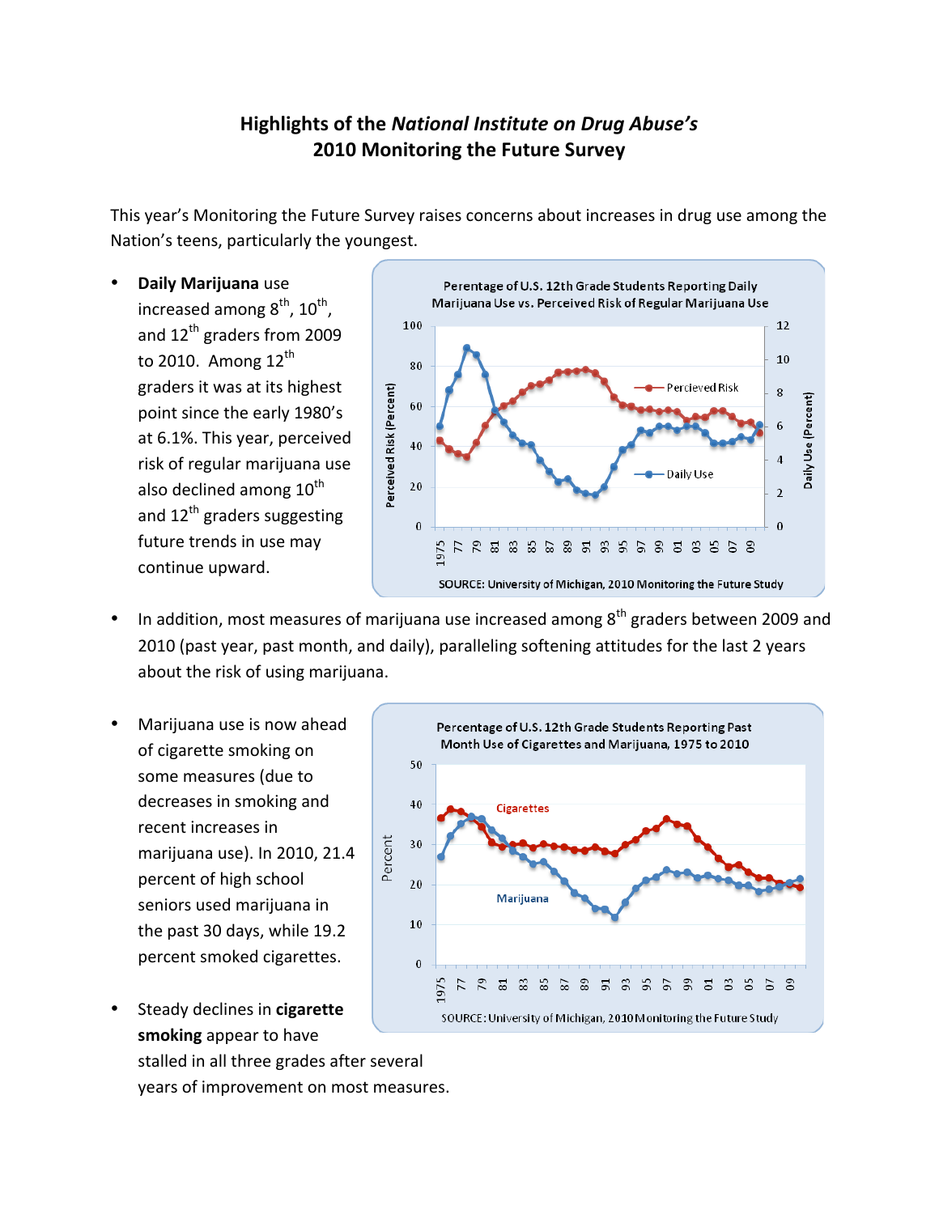# Highlights of the *National Institute on Drug Abuse's* 2010 Monitoring the Future Survey

This year's Monitoring the Future Survey raises concerns about increases in drug use among the Nation's teens, particularly the youngest.

- **Daily Marijuana** use increased among 8th, 10th, and 12th graders from 2009 to 2010. Among 12th graders it was at its highest point since the early 1980's at 6.1%. This year, perceived risk of regular marijuana use also declined among 10th and 12th graders suggesting future trends in use may continue upward.

Perentage of U.S. 12th Grade Students Reporting Daily Marijuana Use vs. Perceived Risk of Regular Marijuana Use

SOURCE: University of Michigan, 2010 Monitoring the Future Study

- In addition, most measures of marijuana use increased among 8th graders between 2009 and 2010 (past year, past month, and daily), paralleling softening attitudes for the last 2 years about the risk of using marijuana.

- Marijuana use is now ahead of cigarette smoking on some measures (due to decreases in smoking and recent increases in marijuana use). In 2010, 21.4 percent of high school seniors used marijuana in the past 30 days, while 19.2 percent smoked cigarettes.

Percentage of U.S. 12th Grade Students Reporting Past Month Use of Cigarettes and Marijuana, 1975 to 2010

SOURCE: University of Michigan, 2010 Monitoring the Future Study

- Steady declines in **cigarette smoking** appear to have stalled in all three grades after several years of improvement on most measures.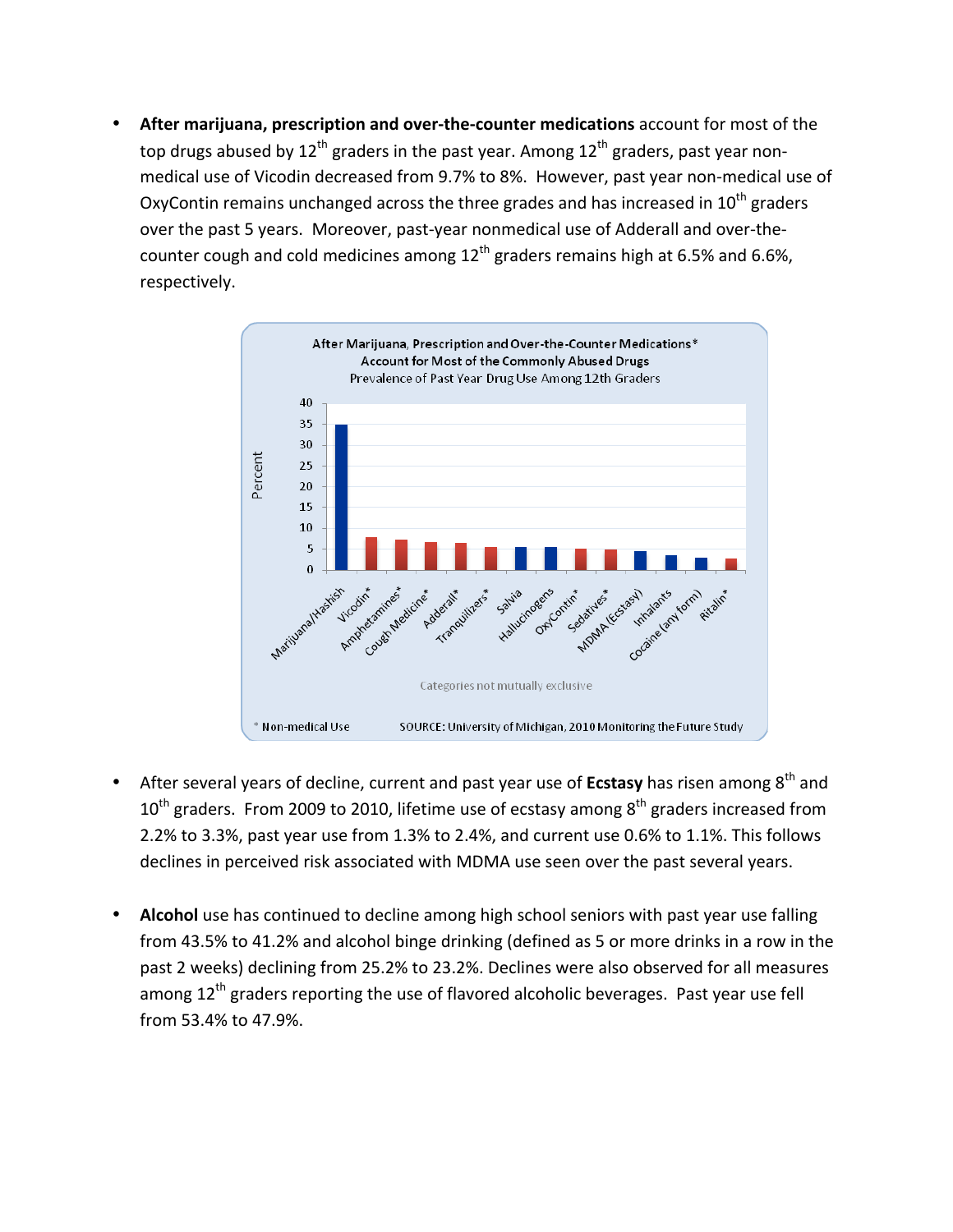- **After marijuana, prescription and over-the-counter medications** account for most of the top drugs abused by 12th graders in the past year. Among 12th graders, past year non-medical use of Vicodin decreased from 9.7% to 8%. However, past year non-medical use of OxyContin remains unchanged across the three grades and has increased in 10th graders over the past 5 years. Moreover, past-year nonmedical use of Adderall and over-the-counter cough and cold medicines among 12th graders remains high at 6.5% and 6.6%, respectively.

After Marijuana, Prescription and Over-the-Counter Medications*
Account for Most of the Commonly Abused Drugs
Prevalence of Past Year Drug Use Among 12th Graders

Percent

40
35
30
25
20
15
10
5
0

Marijuana/Hashish, Vicodin*, Amphetamines*, Cough Medicine*, Adderall*, Tranquilizers*, Salvia, Hallucinogens, OxyContin*, Sedatives*, MDMA (Ecstasy), Inhalants, Cocaine (any form), Ritalin*

Categories not mutually exclusive

* Non-medical Use

SOURCE: University of Michigan, 2010 Monitoring the Future Study

- After several years of decline, current and past year use of **Ecstasy** has risen among 8th and 10th graders. From 2009 to 2010, lifetime use of ecstasy among 8th graders increased from 2.2% to 3.3%, past year use from 1.3% to 2.4%, and current use 0.6% to 1.1%. This follows declines in perceived risk associated with MDMA use seen over the past several years.

- **Alcohol** use has continued to decline among high school seniors with past year use falling from 43.5% to 41.2% and alcohol binge drinking (defined as 5 or more drinks in a row in the past 2 weeks) declining from 25.2% to 23.2%. Declines were also observed for all measures among 12th graders reporting the use of flavored alcoholic beverages. Past year use fell from 53.4% to 47.9%.